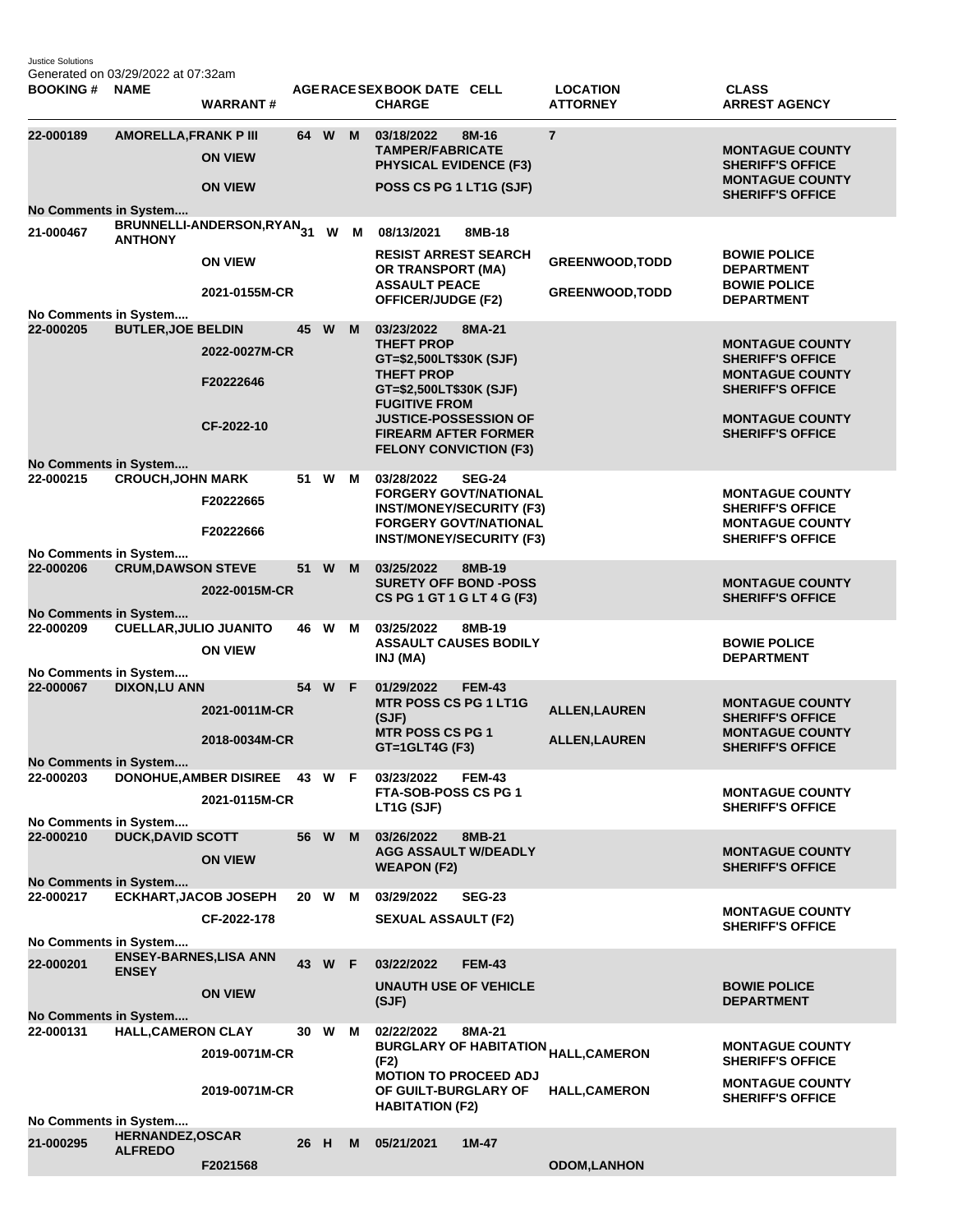Justice Solutions
Generated on 03/29/2022 at 07:32am

| BOOKING # | NAME | WARRANT # | AGE | RACE | SEX | BOOK DATE | CELL | CHARGE | LOCATION | ATTORNEY | CLASS | ARREST AGENCY |
|---|---|---|---|---|---|---|---|---|---|---|---|---|
| 22-000189 | AMORELLA,FRANK P III | | 64 | W | M | 03/18/2022 | 8M-16 | | 7 | | | |
| | | ON VIEW | | | | | | TAMPER/FABRICATE PHYSICAL EVIDENCE (F3) | | | | MONTAGUE COUNTY SHERIFF'S OFFICE |
| | | ON VIEW | | | | | | POSS CS PG 1 LT1G (SJF) | | | | MONTAGUE COUNTY SHERIFF'S OFFICE |
| No Comments in System.... | | | | | | | | | | | | |
| 21-000467 | BRUNNELLI-ANDERSON,RYAN ANTHONY | | 31 | W | M | 08/13/2021 | 8MB-18 | | | | | |
| | | ON VIEW | | | | | | RESIST ARREST SEARCH OR TRANSPORT (MA) | | GREENWOOD,TODD | | BOWIE POLICE DEPARTMENT |
| | | 2021-0155M-CR | | | | | | ASSAULT PEACE OFFICER/JUDGE (F2) | | GREENWOOD,TODD | | BOWIE POLICE DEPARTMENT |
| No Comments in System.... | | | | | | | | | | | | |
| 22-000205 | BUTLER,JOE BELDIN | | 45 | W | M | 03/23/2022 | 8MA-21 | | | | | |
| | | 2022-0027M-CR | | | | | | THEFT PROP GT=$2,500LT$30K (SJF) | | | | MONTAGUE COUNTY SHERIFF'S OFFICE |
| | | F20222646 | | | | | | THEFT PROP GT=$2,500LT$30K (SJF) | | | | MONTAGUE COUNTY SHERIFF'S OFFICE |
| | | CF-2022-10 | | | | | | FUGITIVE FROM JUSTICE-POSSESSION OF FIREARM AFTER FORMER FELONY CONVICTION (F3) | | | | MONTAGUE COUNTY SHERIFF'S OFFICE |
| No Comments in System.... | | | | | | | | | | | | |
| 22-000215 | CROUCH,JOHN MARK | | 51 | W | M | 03/28/2022 | SEG-24 | | | | | |
| | | F20222665 | | | | | | FORGERY GOVT/NATIONAL INST/MONEY/SECURITY (F3) | | | | MONTAGUE COUNTY SHERIFF'S OFFICE |
| | | F20222666 | | | | | | FORGERY GOVT/NATIONAL INST/MONEY/SECURITY (F3) | | | | MONTAGUE COUNTY SHERIFF'S OFFICE |
| No Comments in System.... | | | | | | | | | | | | |
| 22-000206 | CRUM,DAWSON STEVE | | 51 | W | M | 03/25/2022 | 8MB-19 | | | | | |
| | | 2022-0015M-CR | | | | | | SURETY OFF BOND -POSS CS PG 1 GT 1 G LT 4 G (F3) | | | | MONTAGUE COUNTY SHERIFF'S OFFICE |
| No Comments in System.... | | | | | | | | | | | | |
| 22-000209 | CUELLAR,JULIO JUANITO | | 46 | W | M | 03/25/2022 | 8MB-19 | | | | | |
| | | ON VIEW | | | | | | ASSAULT CAUSES BODILY INJ (MA) | | | | BOWIE POLICE DEPARTMENT |
| No Comments in System.... | | | | | | | | | | | | |
| 22-000067 | DIXON,LU ANN | | 54 | W | F | 01/29/2022 | FEM-43 | | | | | |
| | | 2021-0011M-CR | | | | | | MTR POSS CS PG 1 LT1G (SJF) | | ALLEN,LAUREN | | MONTAGUE COUNTY SHERIFF'S OFFICE |
| | | 2018-0034M-CR | | | | | | MTR POSS CS PG 1 GT=1GLT4G (F3) | | ALLEN,LAUREN | | MONTAGUE COUNTY SHERIFF'S OFFICE |
| No Comments in System.... | | | | | | | | | | | | |
| 22-000203 | DONOHUE,AMBER DISIREE | | 43 | W | F | 03/23/2022 | FEM-43 | | | | | |
| | | 2021-0115M-CR | | | | | | FTA-SOB-POSS CS PG 1 LT1G (SJF) | | | | MONTAGUE COUNTY SHERIFF'S OFFICE |
| No Comments in System.... | | | | | | | | | | | | |
| 22-000210 | DUCK,DAVID SCOTT | | 56 | W | M | 03/26/2022 | 8MB-21 | | | | | |
| | | ON VIEW | | | | | | AGG ASSAULT W/DEADLY WEAPON (F2) | | | | MONTAGUE COUNTY SHERIFF'S OFFICE |
| No Comments in System.... | | | | | | | | | | | | |
| 22-000217 | ECKHART,JACOB JOSEPH | | 20 | W | M | 03/29/2022 | SEG-23 | | | | | |
| | | CF-2022-178 | | | | | | SEXUAL ASSAULT (F2) | | | | MONTAGUE COUNTY SHERIFF'S OFFICE |
| No Comments in System.... | | | | | | | | | | | | |
| 22-000201 | ENSEY-BARNES,LISA ANN ENSEY | | 43 | W | F | 03/22/2022 | FEM-43 | | | | | |
| | | ON VIEW | | | | | | UNAUTH USE OF VEHICLE (SJF) | | | | BOWIE POLICE DEPARTMENT |
| No Comments in System.... | | | | | | | | | | | | |
| 22-000131 | HALL,CAMERON CLAY | | 30 | W | M | 02/22/2022 | 8MA-21 | | | | | |
| | | 2019-0071M-CR | | | | | | BURGLARY OF HABITATION (F2) | | HALL,CAMERON | | MONTAGUE COUNTY SHERIFF'S OFFICE |
| | | 2019-0071M-CR | | | | | | MOTION TO PROCEED ADJ OF GUILT-BURGLARY OF HABITATION (F2) | | HALL,CAMERON | | MONTAGUE COUNTY SHERIFF'S OFFICE |
| No Comments in System.... | | | | | | | | | | | | |
| 21-000295 | HERNANDEZ,OSCAR ALFREDO | | 26 | H | M | 05/21/2021 | 1M-47 | | | | | |
| | | F2021568 | | | | | | | | ODOM,LANHON | | |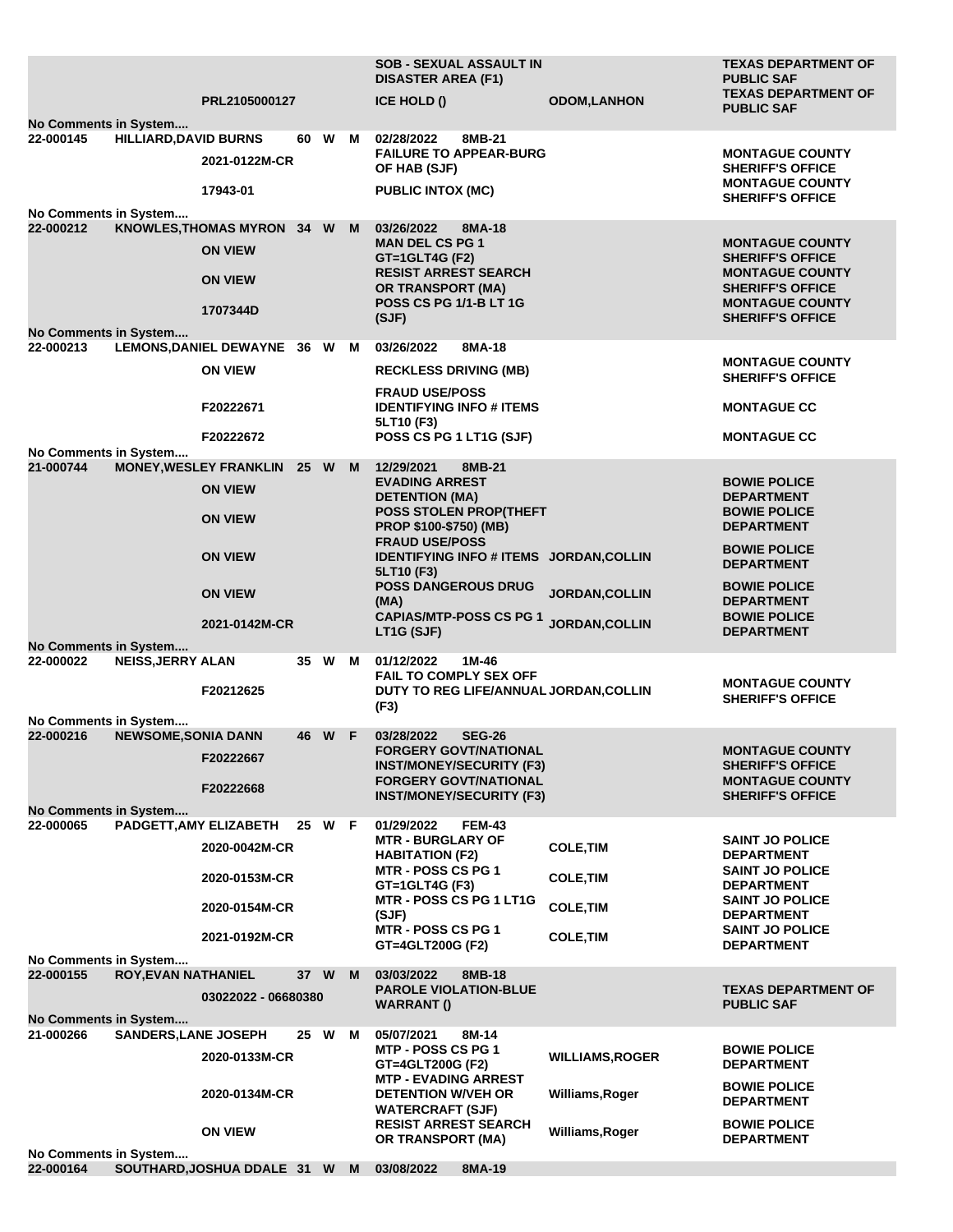| | | | | | | | | |
|---|---|---|---|---|---|---|---|---|
| | | | | | SOB - SEXUAL ASSAULT IN DISASTER AREA (F1) | | TEXAS DEPARTMENT OF PUBLIC SAF |
| | PRL2105000127 | | | | ICE HOLD () | ODOM,LANHON | TEXAS DEPARTMENT OF PUBLIC SAF |
| No Comments in System.... | | | | | | | |
| 22-000145 | HILLIARD,DAVID BURNS | 60 | W | M | 02/28/2022 8MB-21 | | |
| | 2021-0122M-CR | | | | FAILURE TO APPEAR-BURG OF HAB (SJF) | | MONTAGUE COUNTY SHERIFF'S OFFICE |
| | 17943-01 | | | | PUBLIC INTOX (MC) | | MONTAGUE COUNTY SHERIFF'S OFFICE |
| No Comments in System.... | | | | | | | |
| 22-000212 | KNOWLES,THOMAS MYRON | 34 | W | M | 03/26/2022 8MA-18 | | |
| | ON VIEW | | | | MAN DEL CS PG 1 GT=1GLT4G (F2) | | MONTAGUE COUNTY SHERIFF'S OFFICE |
| | ON VIEW | | | | RESIST ARREST SEARCH OR TRANSPORT (MA) | | MONTAGUE COUNTY SHERIFF'S OFFICE |
| | 1707344D | | | | POSS CS PG 1/1-B LT 1G (SJF) | | MONTAGUE COUNTY SHERIFF'S OFFICE |
| No Comments in System.... | | | | | | | |
| 22-000213 | LEMONS,DANIEL DEWAYNE | 36 | W | M | 03/26/2022 8MA-18 | | |
| | ON VIEW | | | | RECKLESS DRIVING (MB) | | MONTAGUE COUNTY SHERIFF'S OFFICE |
| | F20222671 | | | | FRAUD USE/POSS IDENTIFYING INFO # ITEMS 5LT10 (F3) | | MONTAGUE CC |
| | F20222672 | | | | POSS CS PG 1 LT1G (SJF) | | MONTAGUE CC |
| No Comments in System.... | | | | | | | |
| 21-000744 | MONEY,WESLEY FRANKLIN | 25 | W | M | 12/29/2021 8MB-21 | | |
| | ON VIEW | | | | EVADING ARREST DETENTION (MA) | | BOWIE POLICE DEPARTMENT |
| | ON VIEW | | | | POSS STOLEN PROP(THEFT PROP $100-$750) (MB) | | BOWIE POLICE DEPARTMENT |
| | ON VIEW | | | | FRAUD USE/POSS IDENTIFYING INFO # ITEMS 5LT10 (F3) | JORDAN,COLLIN | BOWIE POLICE DEPARTMENT |
| | ON VIEW | | | | POSS DANGEROUS DRUG (MA) | JORDAN,COLLIN | BOWIE POLICE DEPARTMENT |
| | 2021-0142M-CR | | | | CAPIAS/MTP-POSS CS PG 1 LT1G (SJF) | JORDAN,COLLIN | BOWIE POLICE DEPARTMENT |
| No Comments in System.... | | | | | | | |
| 22-000022 | NEISS,JERRY ALAN | 35 | W | M | 01/12/2022 1M-46 | | |
| | F20212625 | | | | FAIL TO COMPLY SEX OFF DUTY TO REG LIFE/ANNUAL (F3) | JORDAN,COLLIN | MONTAGUE COUNTY SHERIFF'S OFFICE |
| No Comments in System.... | | | | | | | |
| 22-000216 | NEWSOME,SONIA DANN | 46 | W | F | 03/28/2022 SEG-26 | | |
| | F20222667 | | | | FORGERY GOVT/NATIONAL INST/MONEY/SECURITY (F3) | | MONTAGUE COUNTY SHERIFF'S OFFICE |
| | F20222668 | | | | FORGERY GOVT/NATIONAL INST/MONEY/SECURITY (F3) | | MONTAGUE COUNTY SHERIFF'S OFFICE |
| No Comments in System.... | | | | | | | |
| 22-000065 | PADGETT,AMY ELIZABETH | 25 | W | F | 01/29/2022 FEM-43 | | |
| | 2020-0042M-CR | | | | MTR - BURGLARY OF HABITATION (F2) | COLE,TIM | SAINT JO POLICE DEPARTMENT |
| | 2020-0153M-CR | | | | MTR - POSS CS PG 1 GT=1GLT4G (F3) | COLE,TIM | SAINT JO POLICE DEPARTMENT |
| | 2020-0154M-CR | | | | MTR - POSS CS PG 1 LT1G (SJF) | COLE,TIM | SAINT JO POLICE DEPARTMENT |
| | 2021-0192M-CR | | | | MTR - POSS CS PG 1 GT=4GLT200G (F2) | COLE,TIM | SAINT JO POLICE DEPARTMENT |
| No Comments in System.... | | | | | | | |
| 22-000155 | ROY,EVAN NATHANIEL | 37 | W | M | 03/03/2022 8MB-18 | | |
| | 03022022 - 06680380 | | | | PAROLE VIOLATION-BLUE WARRANT () | | TEXAS DEPARTMENT OF PUBLIC SAF |
| No Comments in System.... | | | | | | | |
| 21-000266 | SANDERS,LANE JOSEPH | 25 | W | M | 05/07/2021 8M-14 | | |
| | 2020-0133M-CR | | | | MTP - POSS CS PG 1 GT=4GLT200G (F2) | WILLIAMS,ROGER | BOWIE POLICE DEPARTMENT |
| | 2020-0134M-CR | | | | MTP - EVADING ARREST DETENTION W/VEH OR WATERCRAFT (SJF) | Williams,Roger | BOWIE POLICE DEPARTMENT |
| | ON VIEW | | | | RESIST ARREST SEARCH OR TRANSPORT (MA) | Williams,Roger | BOWIE POLICE DEPARTMENT |
| No Comments in System.... | | | | | | | |
| 22-000164 | SOUTHARD,JOSHUA DDALE | 31 | W | M | 03/08/2022 8MA-19 | | |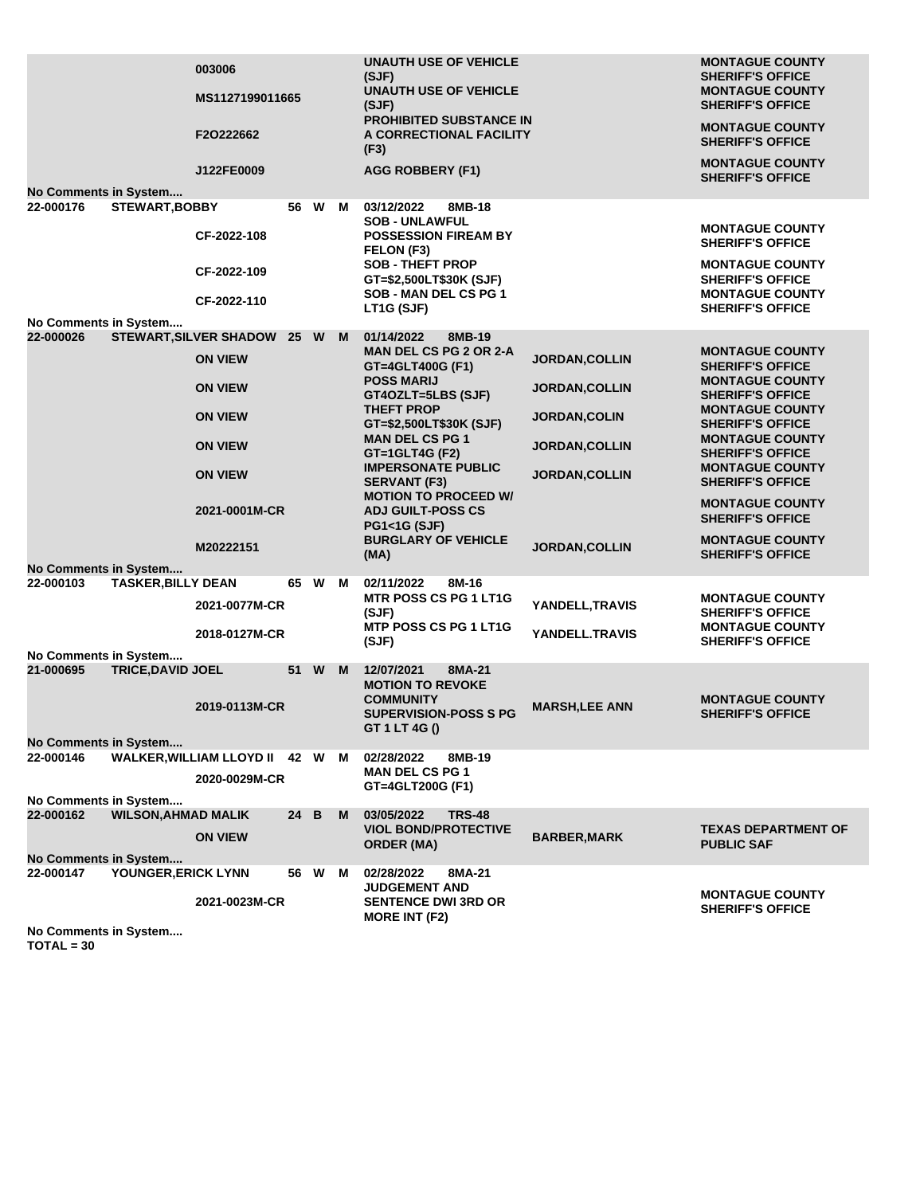| | | | | | | | | |
|---|---|---|---|---|---|---|---|---|
| | | 003006 | | | | UNAUTH USE OF VEHICLE (SJF) | | MONTAGUE COUNTY SHERIFF'S OFFICE |
| | | MS1127199011665 | | | | UNAUTH USE OF VEHICLE (SJF) | | MONTAGUE COUNTY SHERIFF'S OFFICE |
| | | F2O222662 | | | | PROHIBITED SUBSTANCE IN A CORRECTIONAL FACILITY (F3) | | MONTAGUE COUNTY SHERIFF'S OFFICE |
| | | J122FE0009 | | | | AGG ROBBERY (F1) | | MONTAGUE COUNTY SHERIFF'S OFFICE |
| No Comments in System.... | | | | | | | | |
| 22-000176 | STEWART,BOBBY | | 56 | W | M | 03/12/2022 8MB-18 | | |
| | | CF-2022-108 | | | | SOB - UNLAWFUL POSSESSION FIREAM BY FELON (F3) | | MONTAGUE COUNTY SHERIFF'S OFFICE |
| | | CF-2022-109 | | | | SOB - THEFT PROP GT=$2,500LT$30K (SJF) | | MONTAGUE COUNTY SHERIFF'S OFFICE |
| | | CF-2022-110 | | | | SOB - MAN DEL CS PG 1 LT1G (SJF) | | MONTAGUE COUNTY SHERIFF'S OFFICE |
| No Comments in System.... | | | | | | | | |
| 22-000026 | STEWART,SILVER SHADOW | | 25 | W | M | 01/14/2022 8MB-19 | | |
| | | ON VIEW | | | | MAN DEL CS PG 2 OR 2-A GT=4GLT400G (F1) | JORDAN,COLLIN | MONTAGUE COUNTY SHERIFF'S OFFICE |
| | | ON VIEW | | | | POSS MARIJ GT4OZLT=5LBS (SJF) | JORDAN,COLLIN | MONTAGUE COUNTY SHERIFF'S OFFICE |
| | | ON VIEW | | | | THEFT PROP GT=$2,500LT$30K (SJF) | JORDAN,COLIN | MONTAGUE COUNTY SHERIFF'S OFFICE |
| | | ON VIEW | | | | MAN DEL CS PG 1 GT=1GLT4G (F2) | JORDAN,COLLIN | MONTAGUE COUNTY SHERIFF'S OFFICE |
| | | ON VIEW | | | | IMPERSONATE PUBLIC SERVANT (F3) | JORDAN,COLLIN | MONTAGUE COUNTY SHERIFF'S OFFICE |
| | | 2021-0001M-CR | | | | MOTION TO PROCEED W/ ADJ GUILT-POSS CS PG1<1G (SJF) | | MONTAGUE COUNTY SHERIFF'S OFFICE |
| | | M20222151 | | | | BURGLARY OF VEHICLE (MA) | JORDAN,COLLIN | MONTAGUE COUNTY SHERIFF'S OFFICE |
| No Comments in System.... | | | | | | | | |
| 22-000103 | TASKER,BILLY DEAN | | 65 | W | M | 02/11/2022 8M-16 | | |
| | | 2021-0077M-CR | | | | MTR POSS CS PG 1 LT1G (SJF) | YANDELL,TRAVIS | MONTAGUE COUNTY SHERIFF'S OFFICE |
| | | 2018-0127M-CR | | | | MTP POSS CS PG 1 LT1G (SJF) | YANDELL.TRAVIS | MONTAGUE COUNTY SHERIFF'S OFFICE |
| No Comments in System.... | | | | | | | | |
| 21-000695 | TRICE,DAVID JOEL | | 51 | W | M | 12/07/2021 8MA-21 | | |
| | | 2019-0113M-CR | | | | MOTION TO REVOKE COMMUNITY SUPERVISION-POSS S PG GT 1 LT 4G () | MARSH,LEE ANN | MONTAGUE COUNTY SHERIFF'S OFFICE |
| No Comments in System.... | | | | | | | | |
| 22-000146 | WALKER,WILLIAM LLOYD II | | 42 | W | M | 02/28/2022 8MB-19 | | |
| | | 2020-0029M-CR | | | | MAN DEL CS PG 1 GT=4GLT200G (F1) | | |
| No Comments in System.... | | | | | | | | |
| 22-000162 | WILSON,AHMAD MALIK | | 24 | B | M | 03/05/2022 TRS-48 | | |
| | | ON VIEW | | | | VIOL BOND/PROTECTIVE ORDER (MA) | BARBER,MARK | TEXAS DEPARTMENT OF PUBLIC SAF |
| No Comments in System.... | | | | | | | | |
| 22-000147 | YOUNGER,ERICK LYNN | | 56 | W | M | 02/28/2022 8MA-21 | | |
| | | 2021-0023M-CR | | | | JUDGEMENT AND SENTENCE DWI 3RD OR MORE INT (F2) | | MONTAGUE COUNTY SHERIFF'S OFFICE |
| No Comments in System.... | | | | | | | | |

TOTAL = 30